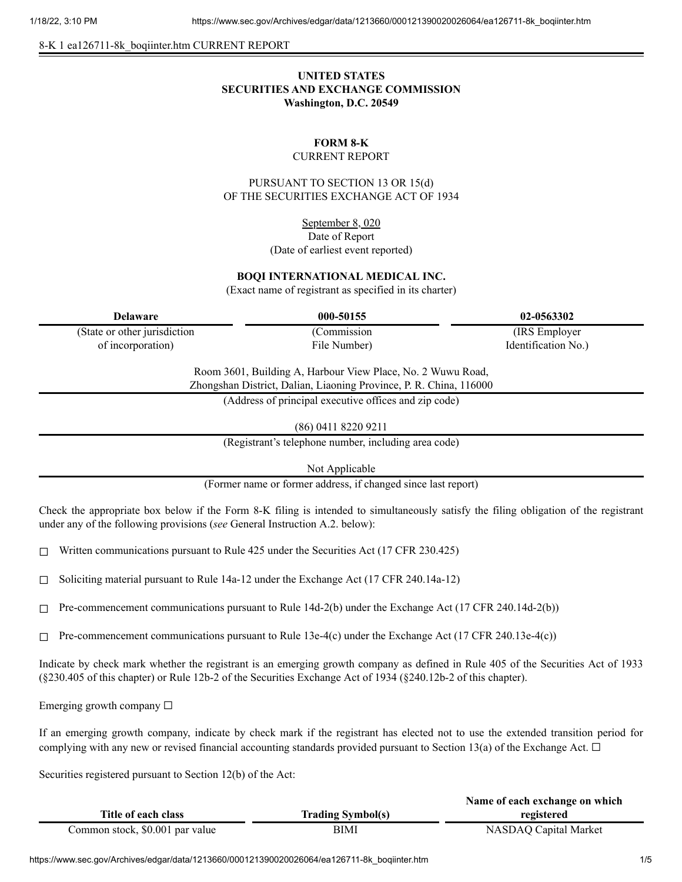8-K 1 ea126711-8k_boqiinter.htm CURRENT REPORT

**UNITED STATES**
**SECURITIES AND EXCHANGE COMMISSION**
**Washington, D.C. 20549**

**FORM 8-K**
CURRENT REPORT

PURSUANT TO SECTION 13 OR 15(d)
OF THE SECURITIES EXCHANGE ACT OF 1934

September 8, 020
Date of Report
(Date of earliest event reported)

**BOQI INTERNATIONAL MEDICAL INC.**
(Exact name of registrant as specified in its charter)

| **Delaware** | **000-50155** | **02-0563302** |
|---|---|---|
| (State or other jurisdiction of incorporation) | (Commission File Number) | (IRS Employer Identification No.) |

Room 3601, Building A, Harbour View Place, No. 2 Wuwu Road,
Zhongshan District, Dalian, Liaoning Province, P. R. China, 116000
(Address of principal executive offices and zip code)

(86) 0411 8220 9211
(Registrant's telephone number, including area code)

Not Applicable
(Former name or former address, if changed since last report)

Check the appropriate box below if the Form 8-K filing is intended to simultaneously satisfy the filing obligation of the registrant under any of the following provisions (*see* General Instruction A.2. below):

☐ Written communications pursuant to Rule 425 under the Securities Act (17 CFR 230.425)

☐ Soliciting material pursuant to Rule 14a-12 under the Exchange Act (17 CFR 240.14a-12)

☐ Pre-commencement communications pursuant to Rule 14d-2(b) under the Exchange Act (17 CFR 240.14d-2(b))

☐ Pre-commencement communications pursuant to Rule 13e-4(c) under the Exchange Act (17 CFR 240.13e-4(c))

Indicate by check mark whether the registrant is an emerging growth company as defined in Rule 405 of the Securities Act of 1933 (§230.405 of this chapter) or Rule 12b-2 of the Securities Exchange Act of 1934 (§240.12b-2 of this chapter).

Emerging growth company ☐

If an emerging growth company, indicate by check mark if the registrant has elected not to use the extended transition period for complying with any new or revised financial accounting standards provided pursuant to Section 13(a) of the Exchange Act. ☐

Securities registered pursuant to Section 12(b) of the Act:

| Title of each class | Trading Symbol(s) | Name of each exchange on which registered |
|---|---|---|
| Common stock, $0.001 par value | BIMI | NASDAQ Capital Market |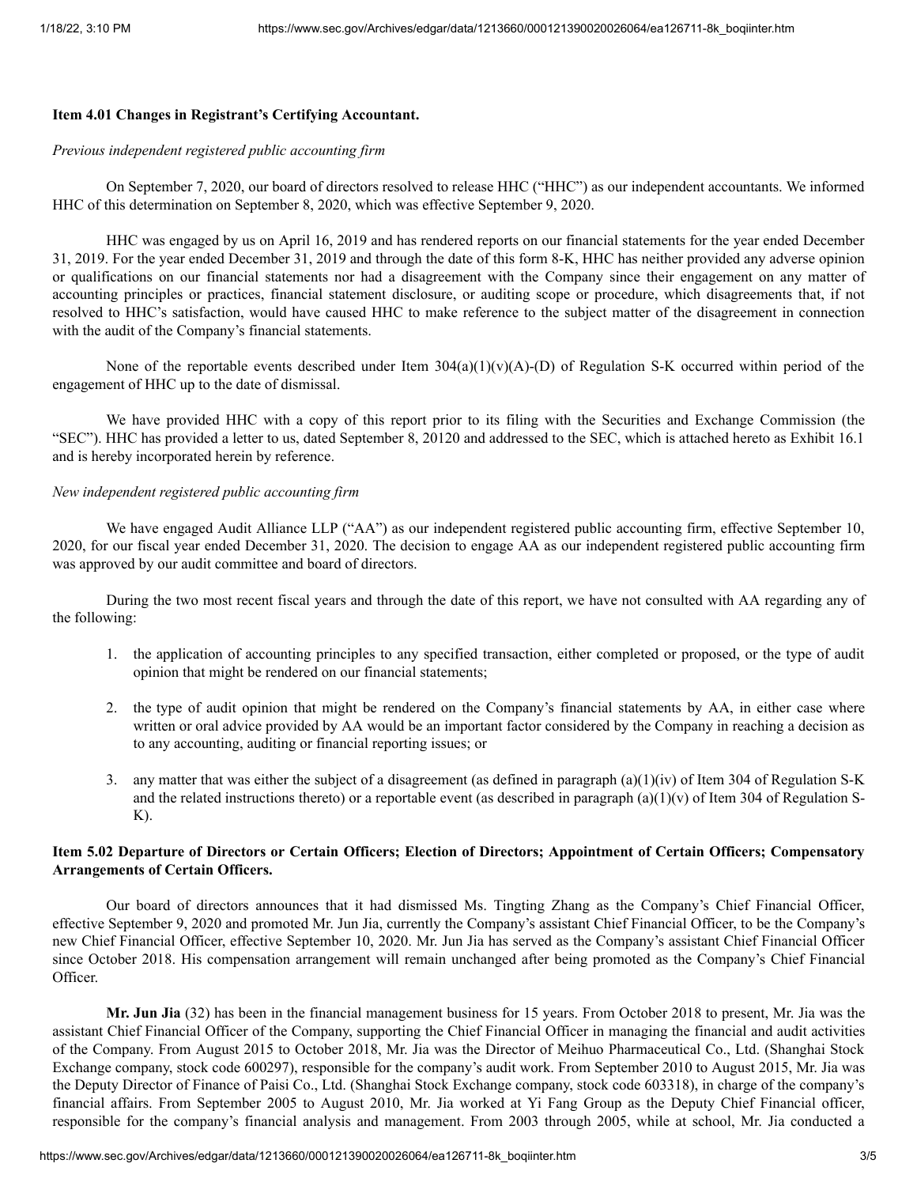**Item 4.01 Changes in Registrant's Certifying Accountant.**

*Previous independent registered public accounting firm*

On September 7, 2020, our board of directors resolved to release HHC ("HHC") as our independent accountants. We informed HHC of this determination on September 8, 2020, which was effective September 9, 2020.

HHC was engaged by us on April 16, 2019 and has rendered reports on our financial statements for the year ended December 31, 2019. For the year ended December 31, 2019 and through the date of this form 8-K, HHC has neither provided any adverse opinion or qualifications on our financial statements nor had a disagreement with the Company since their engagement on any matter of accounting principles or practices, financial statement disclosure, or auditing scope or procedure, which disagreements that, if not resolved to HHC's satisfaction, would have caused HHC to make reference to the subject matter of the disagreement in connection with the audit of the Company's financial statements.

None of the reportable events described under Item 304(a)(1)(v)(A)-(D) of Regulation S-K occurred within period of the engagement of HHC up to the date of dismissal.

We have provided HHC with a copy of this report prior to its filing with the Securities and Exchange Commission (the "SEC"). HHC has provided a letter to us, dated September 8, 20120 and addressed to the SEC, which is attached hereto as Exhibit 16.1 and is hereby incorporated herein by reference.

*New independent registered public accounting firm*

We have engaged Audit Alliance LLP ("AA") as our independent registered public accounting firm, effective September 10, 2020, for our fiscal year ended December 31, 2020. The decision to engage AA as our independent registered public accounting firm was approved by our audit committee and board of directors.

During the two most recent fiscal years and through the date of this report, we have not consulted with AA regarding any of the following:

1. the application of accounting principles to any specified transaction, either completed or proposed, or the type of audit opinion that might be rendered on our financial statements;
2. the type of audit opinion that might be rendered on the Company's financial statements by AA, in either case where written or oral advice provided by AA would be an important factor considered by the Company in reaching a decision as to any accounting, auditing or financial reporting issues; or
3. any matter that was either the subject of a disagreement (as defined in paragraph (a)(1)(iv) of Item 304 of Regulation S-K and the related instructions thereto) or a reportable event (as described in paragraph (a)(1)(v) of Item 304 of Regulation S-K).

**Item 5.02 Departure of Directors or Certain Officers; Election of Directors; Appointment of Certain Officers; Compensatory Arrangements of Certain Officers.**

Our board of directors announces that it had dismissed Ms. Tingting Zhang as the Company's Chief Financial Officer, effective September 9, 2020 and promoted Mr. Jun Jia, currently the Company's assistant Chief Financial Officer, to be the Company's new Chief Financial Officer, effective September 10, 2020. Mr. Jun Jia has served as the Company's assistant Chief Financial Officer since October 2018. His compensation arrangement will remain unchanged after being promoted as the Company's Chief Financial Officer.

**Mr. Jun Jia** (32) has been in the financial management business for 15 years. From October 2018 to present, Mr. Jia was the assistant Chief Financial Officer of the Company, supporting the Chief Financial Officer in managing the financial and audit activities of the Company. From August 2015 to October 2018, Mr. Jia was the Director of Meihuo Pharmaceutical Co., Ltd. (Shanghai Stock Exchange company, stock code 600297), responsible for the company's audit work. From September 2010 to August 2015, Mr. Jia was the Deputy Director of Finance of Paisi Co., Ltd. (Shanghai Stock Exchange company, stock code 603318), in charge of the company's financial affairs. From September 2005 to August 2010, Mr. Jia worked at Yi Fang Group as the Deputy Chief Financial officer, responsible for the company's financial analysis and management. From 2003 through 2005, while at school, Mr. Jia conducted a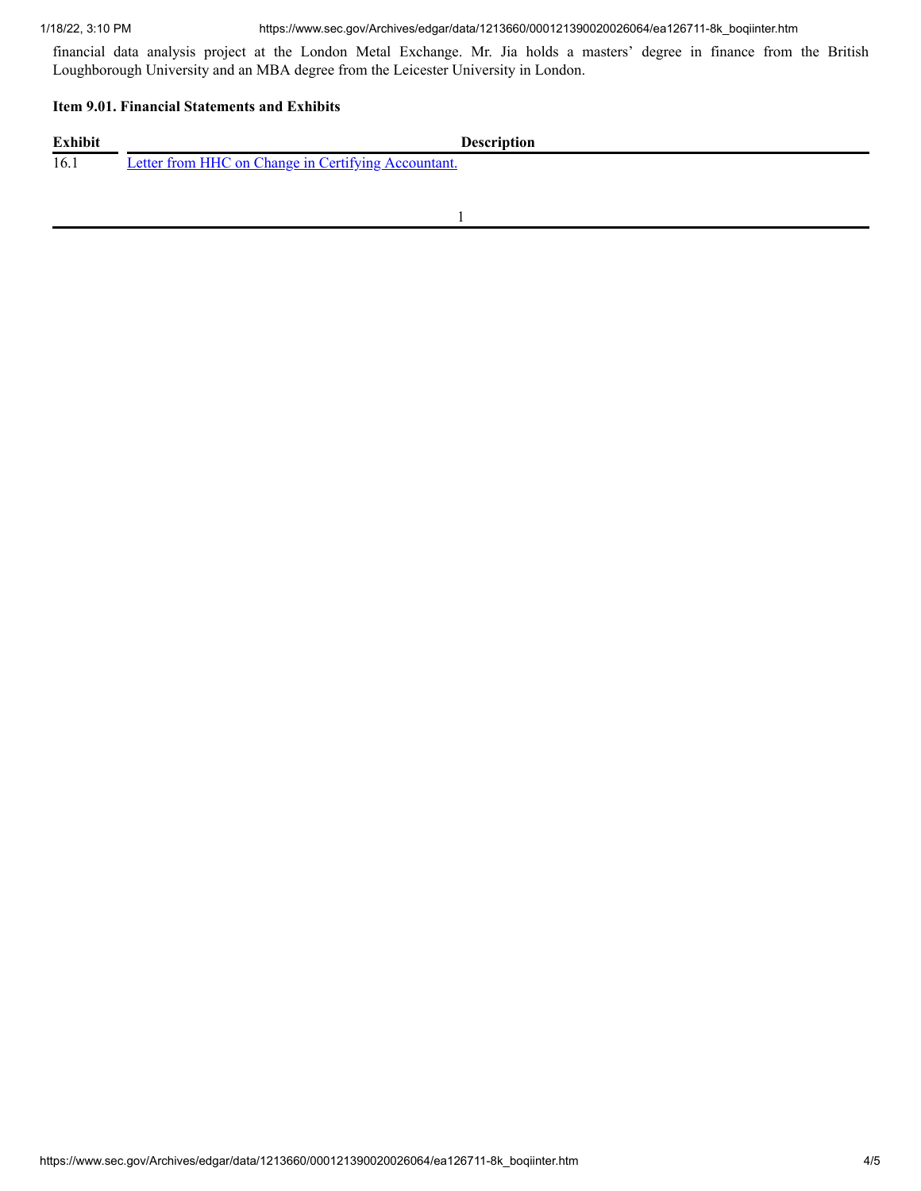financial data analysis project at the London Metal Exchange. Mr. Jia holds a masters' degree in finance from the British Loughborough University and an MBA degree from the Leicester University in London.

**Item 9.01. Financial Statements and Exhibits**

| Exhibit | Description |
| --- | --- |
| 16.1 | Letter from HHC on Change in Certifying Accountant. |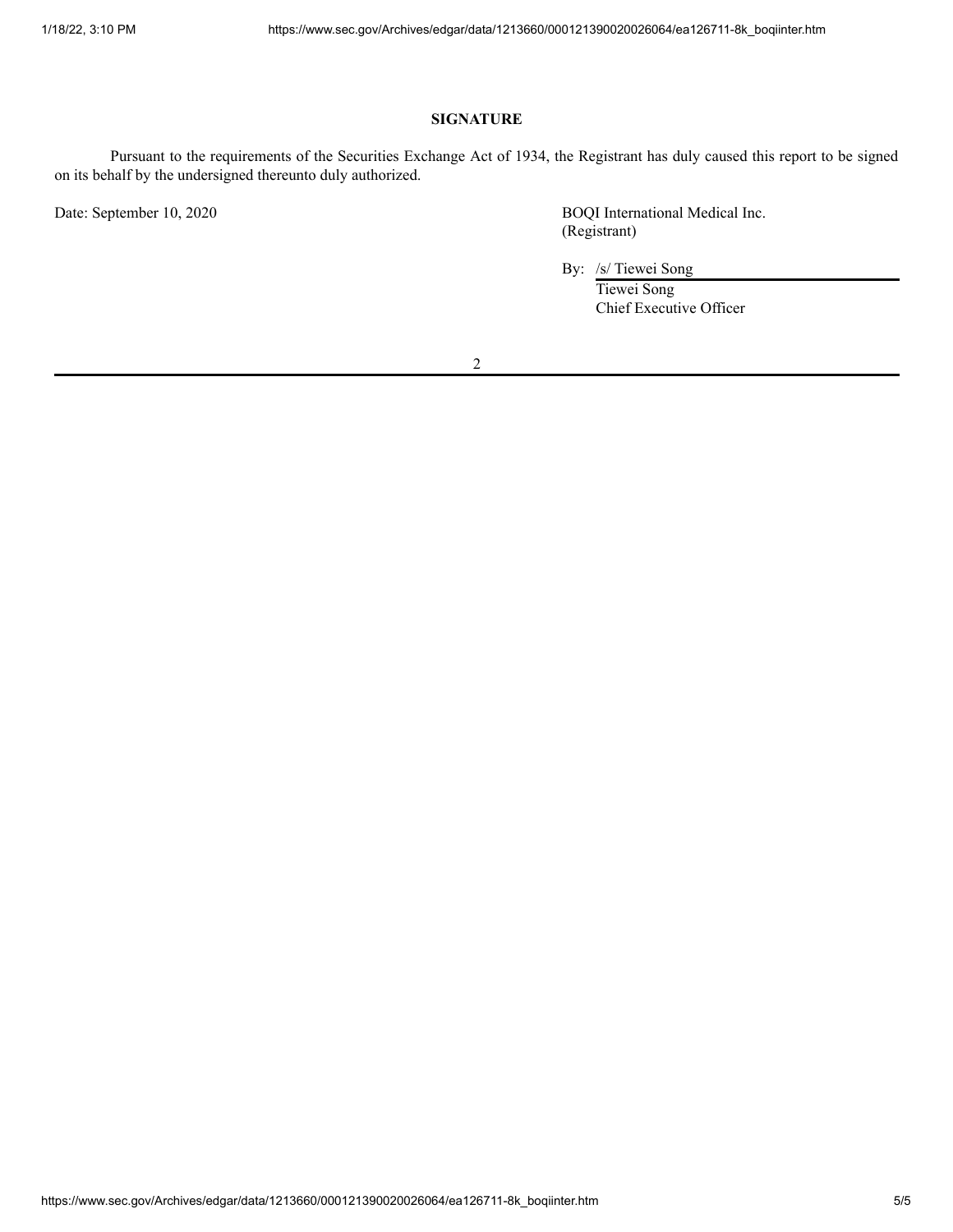**SIGNATURE**

Pursuant to the requirements of the Securities Exchange Act of 1934, the Registrant has duly caused this report to be signed on its behalf by the undersigned thereunto duly authorized.

Date: September 10, 2020

BOQI International Medical Inc.
(Registrant)

By: /s/ Tiewei Song
Tiewei Song
Chief Executive Officer